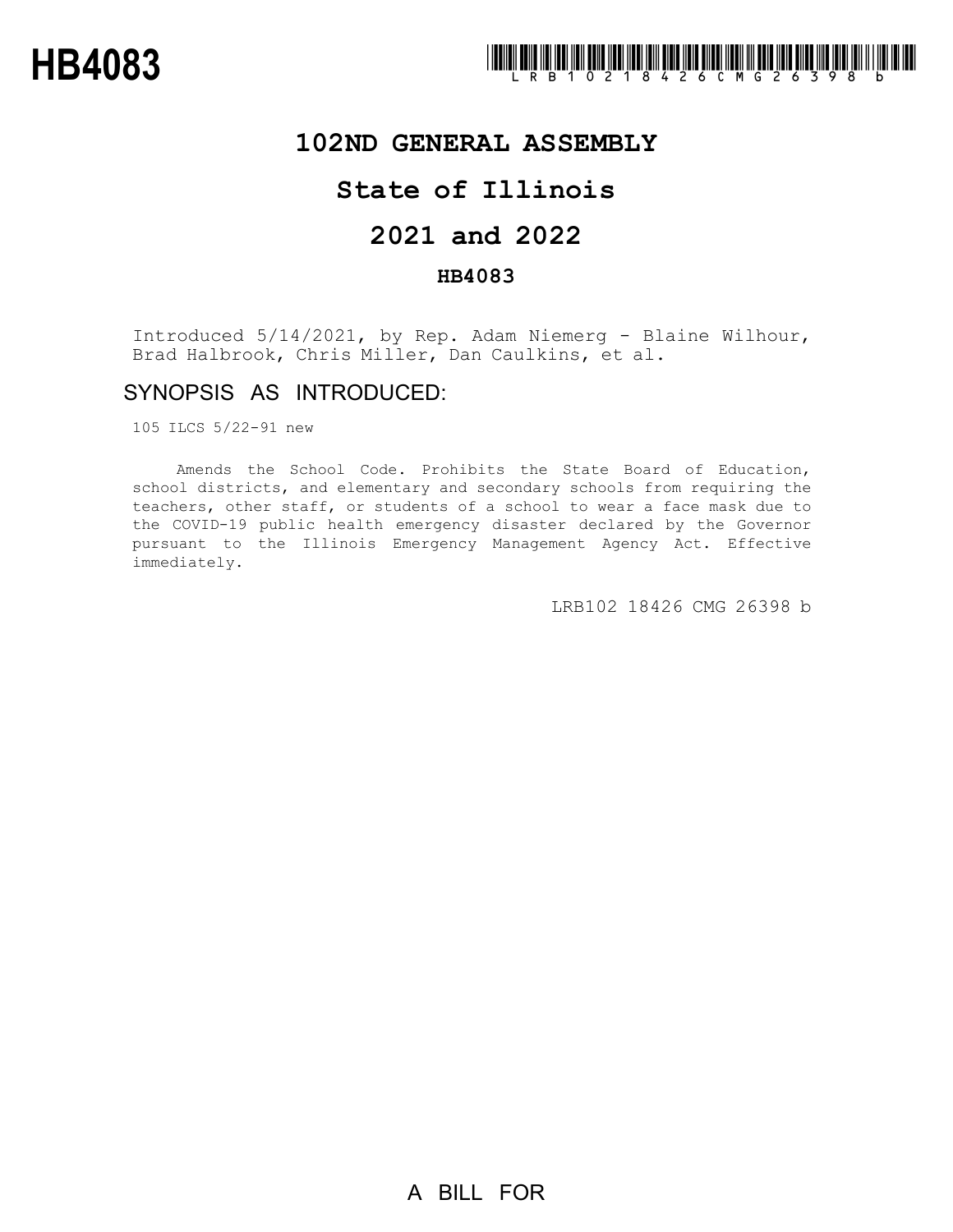# HB4083

## 102ND GENERAL ASSEMBLY

## State of Illinois

## 2021 and 2022

### HB4083

Introduced 5/14/2021, by Rep. Adam Niemerg - Blaine Wilhour, Brad Halbrook, Chris Miller, Dan Caulkins, et al.

## SYNOPSIS AS INTRODUCED:

105 ILCS 5/22-91 new

Amends the School Code. Prohibits the State Board of Education, school districts, and elementary and secondary schools from requiring the teachers, other staff, or students of a school to wear a face mask due to the COVID-19 public health emergency disaster declared by the Governor pursuant to the Illinois Emergency Management Agency Act. Effective immediately.

LRB102 18426 CMG 26398 b

A BILL FOR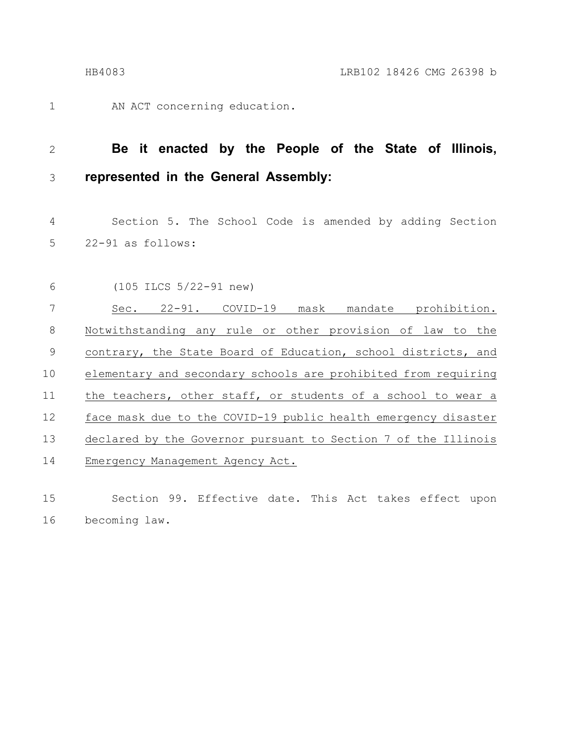AN ACT concerning education.

**Be it enacted by the People of the State of Illinois, represented in the General Assembly:**

Section 5. The School Code is amended by adding Section 22-91 as follows:

(105 ILCS 5/22-91 new)

Sec. 22-91. COVID-19 mask mandate prohibition. Notwithstanding any rule or other provision of law to the contrary, the State Board of Education, school districts, and elementary and secondary schools are prohibited from requiring the teachers, other staff, or students of a school to wear a face mask due to the COVID-19 public health emergency disaster declared by the Governor pursuant to Section 7 of the Illinois Emergency Management Agency Act.

Section 99. Effective date. This Act takes effect upon becoming law.